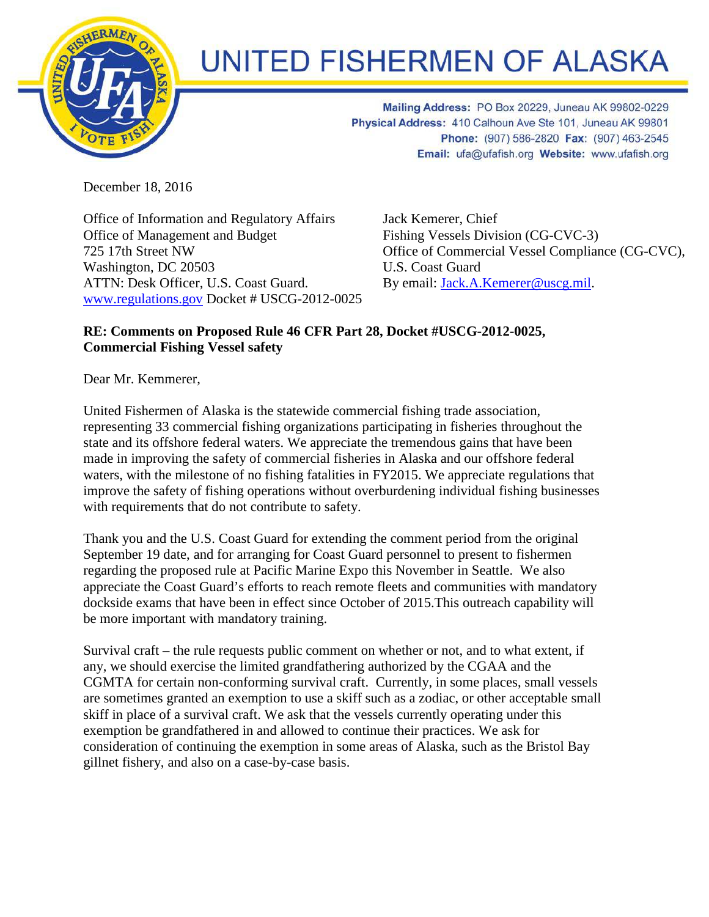# UNITED FISHERMEN OF ALASKA

**Mailing Address:** PO Box 20229, Juneau AK 99802-0229
**Physical Address:** 410 Calhoun Ave Ste 101, Juneau AK 99801
**Phone:** (907) 586-2820 **Fax:** (907) 463-2545
**Email:** ufa@ufafish.org **Website:** www.ufafish.org

December 18, 2016

Office of Information and Regulatory Affairs
Office of Management and Budget
725 17th Street NW
Washington, DC 20503
ATTN: Desk Officer, U.S. Coast Guard.
www.regulations.gov Docket # USCG-2012-0025

Jack Kemerer, Chief
Fishing Vessels Division (CG-CVC-3)
Office of Commercial Vessel Compliance (CG-CVC),
U.S. Coast Guard
By email: Jack.A.Kemerer@uscg.mil.

**RE: Comments on Proposed Rule 46 CFR Part 28, Docket #USCG-2012-0025, Commercial Fishing Vessel safety**

Dear Mr. Kemmerer,

United Fishermen of Alaska is the statewide commercial fishing trade association, representing 33 commercial fishing organizations participating in fisheries throughout the state and its offshore federal waters. We appreciate the tremendous gains that have been made in improving the safety of commercial fisheries in Alaska and our offshore federal waters, with the milestone of no fishing fatalities in FY2015. We appreciate regulations that improve the safety of fishing operations without overburdening individual fishing businesses with requirements that do not contribute to safety.

Thank you and the U.S. Coast Guard for extending the comment period from the original September 19 date, and for arranging for Coast Guard personnel to present to fishermen regarding the proposed rule at Pacific Marine Expo this November in Seattle. We also appreciate the Coast Guard's efforts to reach remote fleets and communities with mandatory dockside exams that have been in effect since October of 2015.This outreach capability will be more important with mandatory training.

Survival craft – the rule requests public comment on whether or not, and to what extent, if any, we should exercise the limited grandfathering authorized by the CGAA and the CGMTA for certain non-conforming survival craft. Currently, in some places, small vessels are sometimes granted an exemption to use a skiff such as a zodiac, or other acceptable small skiff in place of a survival craft. We ask that the vessels currently operating under this exemption be grandfathered in and allowed to continue their practices. We ask for consideration of continuing the exemption in some areas of Alaska, such as the Bristol Bay gillnet fishery, and also on a case-by-case basis.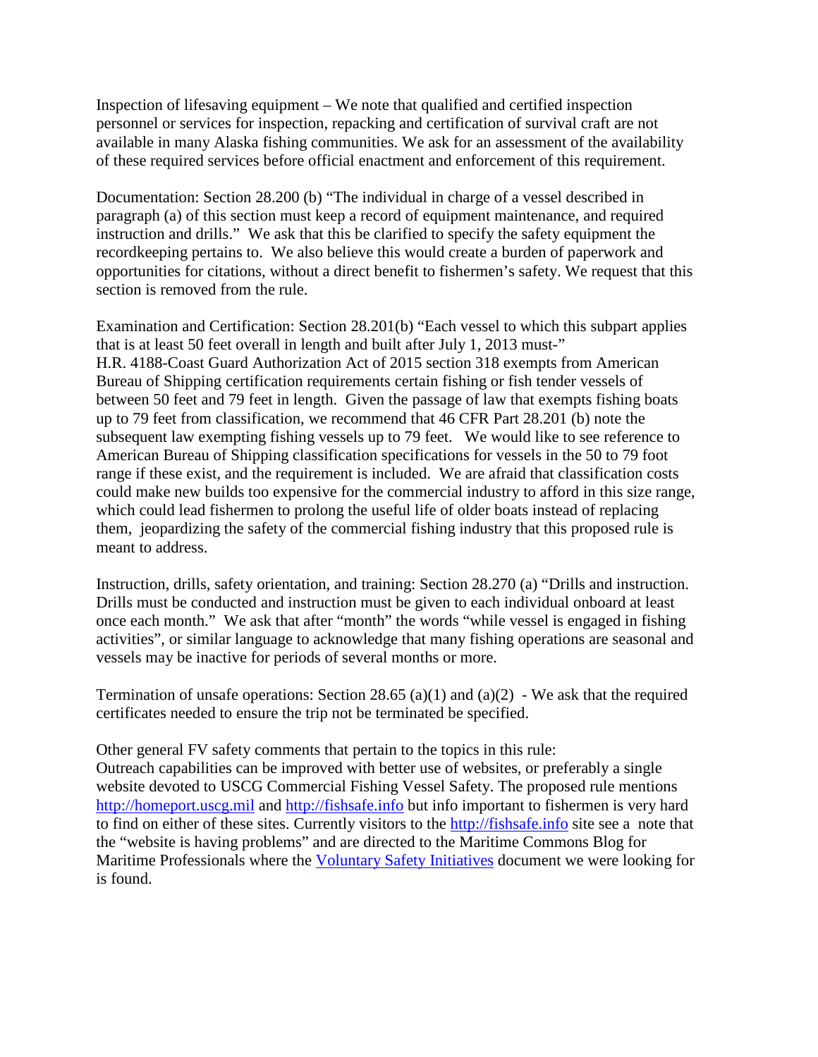Inspection of lifesaving equipment – We note that qualified and certified inspection personnel or services for inspection, repacking and certification of survival craft are not available in many Alaska fishing communities. We ask for an assessment of the availability of these required services before official enactment and enforcement of this requirement.

Documentation: Section 28.200 (b) "The individual in charge of a vessel described in paragraph (a) of this section must keep a record of equipment maintenance, and required instruction and drills." We ask that this be clarified to specify the safety equipment the recordkeeping pertains to. We also believe this would create a burden of paperwork and opportunities for citations, without a direct benefit to fishermen's safety. We request that this section is removed from the rule.

Examination and Certification: Section 28.201(b) "Each vessel to which this subpart applies that is at least 50 feet overall in length and built after July 1, 2013 must-"
H.R. 4188-Coast Guard Authorization Act of 2015 section 318 exempts from American Bureau of Shipping certification requirements certain fishing or fish tender vessels of between 50 feet and 79 feet in length. Given the passage of law that exempts fishing boats up to 79 feet from classification, we recommend that 46 CFR Part 28.201 (b) note the subsequent law exempting fishing vessels up to 79 feet. We would like to see reference to American Bureau of Shipping classification specifications for vessels in the 50 to 79 foot range if these exist, and the requirement is included. We are afraid that classification costs could make new builds too expensive for the commercial industry to afford in this size range, which could lead fishermen to prolong the useful life of older boats instead of replacing them, jeopardizing the safety of the commercial fishing industry that this proposed rule is meant to address.

Instruction, drills, safety orientation, and training: Section 28.270 (a) "Drills and instruction. Drills must be conducted and instruction must be given to each individual onboard at least once each month." We ask that after "month" the words "while vessel is engaged in fishing activities", or similar language to acknowledge that many fishing operations are seasonal and vessels may be inactive for periods of several months or more.

Termination of unsafe operations: Section 28.65 (a)(1) and (a)(2) - We ask that the required certificates needed to ensure the trip not be terminated be specified.

Other general FV safety comments that pertain to the topics in this rule:
Outreach capabilities can be improved with better use of websites, or preferably a single website devoted to USCG Commercial Fishing Vessel Safety. The proposed rule mentions [http://homeport.uscg.mil](http://homeport.uscg.mil) and [http://fishsafe.info](http://fishsafe.info) but info important to fishermen is very hard to find on either of these sites. Currently visitors to the [http://fishsafe.info](http://fishsafe.info) site see a note that the "website is having problems" and are directed to the Maritime Commons Blog for Maritime Professionals where the Voluntary Safety Initiatives document we were looking for is found.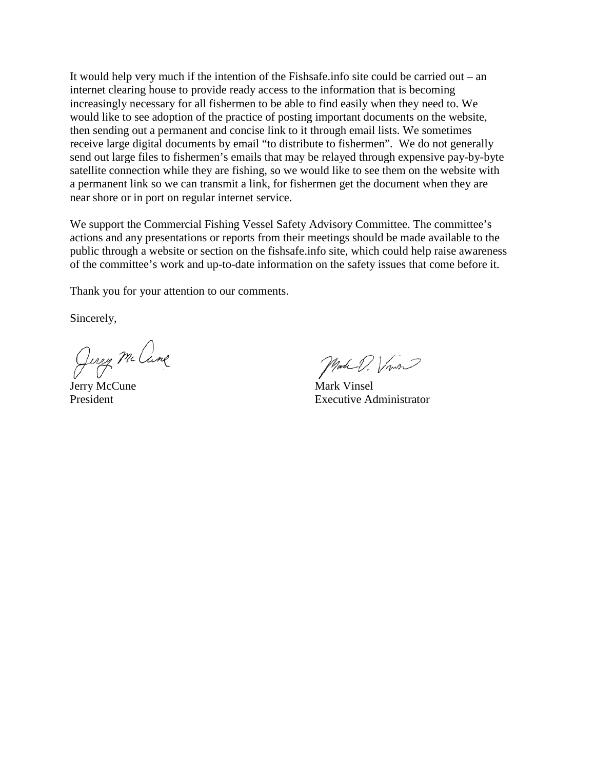It would help very much if the intention of the Fishsafe.info site could be carried out – an internet clearing house to provide ready access to the information that is becoming increasingly necessary for all fishermen to be able to find easily when they need to. We would like to see adoption of the practice of posting important documents on the website, then sending out a permanent and concise link to it through email lists. We sometimes receive large digital documents by email "to distribute to fishermen". We do not generally send out large files to fishermen's emails that may be relayed through expensive pay-by-byte satellite connection while they are fishing, so we would like to see them on the website with a permanent link so we can transmit a link, for fishermen get the document when they are near shore or in port on regular internet service.

We support the Commercial Fishing Vessel Safety Advisory Committee. The committee's actions and any presentations or reports from their meetings should be made available to the public through a website or section on the fishsafe.info site, which could help raise awareness of the committee's work and up-to-date information on the safety issues that come before it.

Thank you for your attention to our comments.

Sincerely,

Jerry McCune
President

Mark Vinsel
Executive Administrator